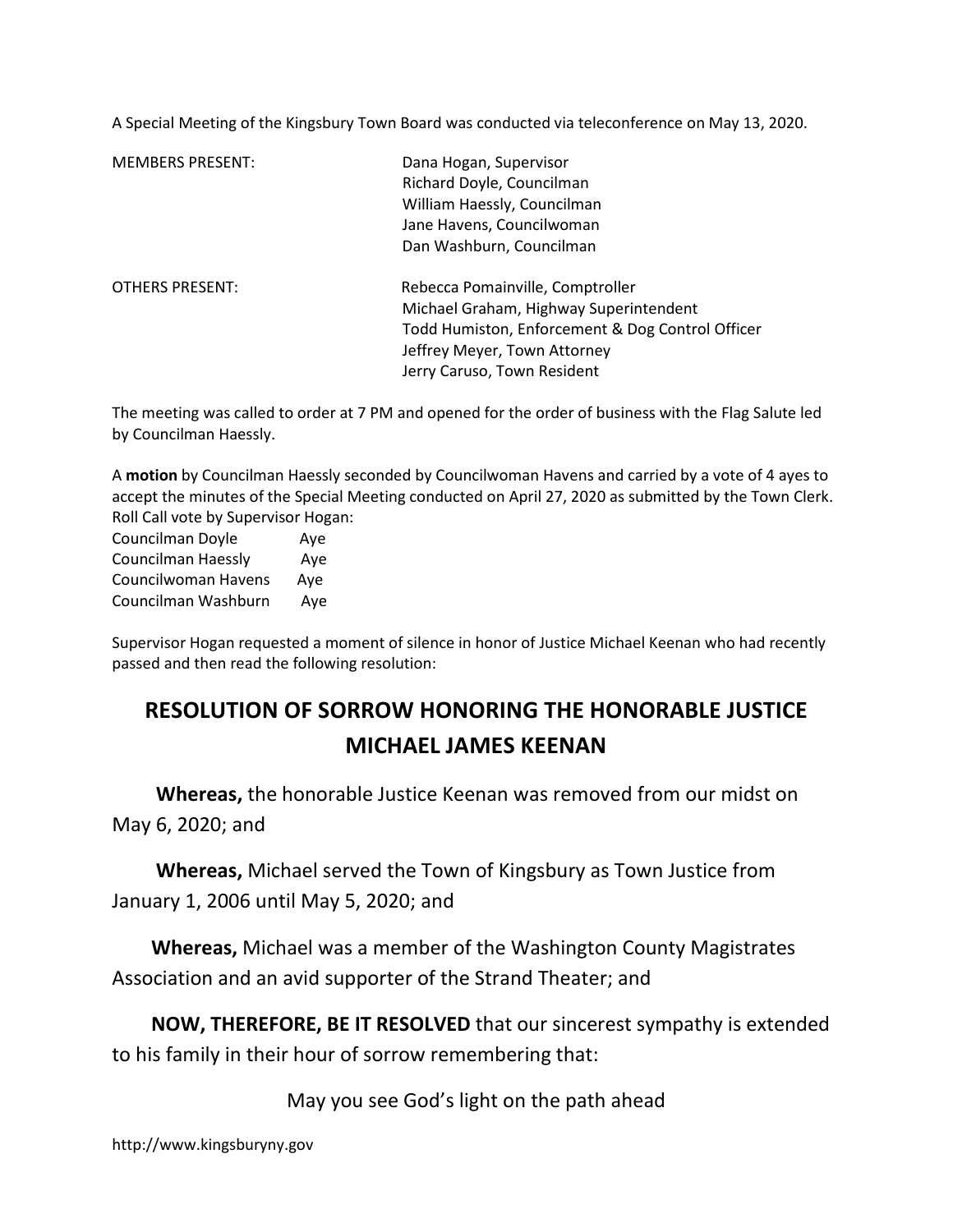A Special Meeting of the Kingsbury Town Board was conducted via teleconference on May 13, 2020.

| | |
|---|---|
| MEMBERS PRESENT: | Dana Hogan, Supervisor<br>Richard Doyle, Councilman<br>William Haessly, Councilman<br>Jane Havens, Councilwoman<br>Dan Washburn, Councilman |
| OTHERS PRESENT: | Rebecca Pomainville, Comptroller<br>Michael Graham, Highway Superintendent<br>Todd Humiston, Enforcement & Dog Control Officer<br>Jeffrey Meyer, Town Attorney<br>Jerry Caruso, Town Resident |

The meeting was called to order at 7 PM and opened for the order of business with the Flag Salute led by Councilman Haessly.

A **motion** by Councilman Haessly seconded by Councilwoman Havens and carried by a vote of 4 ayes to accept the minutes of the Special Meeting conducted on April 27, 2020 as submitted by the Town Clerk. Roll Call vote by Supervisor Hogan:

Councilman Doyle Aye
Councilman Haessly Aye
Councilwoman Havens Aye
Councilman Washburn Aye

Supervisor Hogan requested a moment of silence in honor of Justice Michael Keenan who had recently passed and then read the following resolution:

## RESOLUTION OF SORROW HONORING THE HONORABLE JUSTICE MICHAEL JAMES KEENAN

**Whereas,** the honorable Justice Keenan was removed from our midst on May 6, 2020; and

**Whereas,** Michael served the Town of Kingsbury as Town Justice from January 1, 2006 until May 5, 2020; and

**Whereas,** Michael was a member of the Washington County Magistrates Association and an avid supporter of the Strand Theater; and

**NOW, THEREFORE, BE IT RESOLVED** that our sincerest sympathy is extended to his family in their hour of sorrow remembering that:

May you see God's light on the path ahead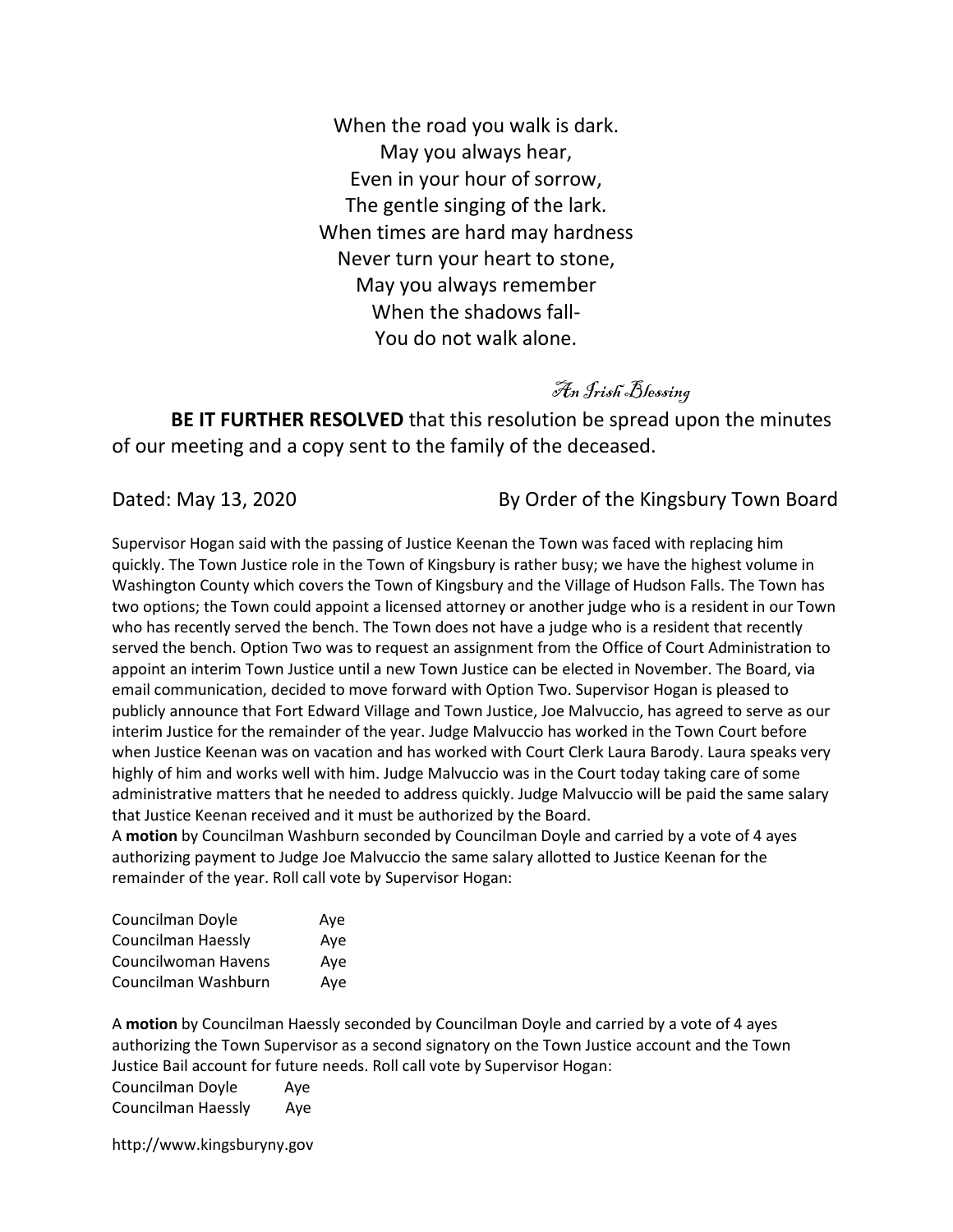When the road you walk is dark.
May you always hear,
Even in your hour of sorrow,
The gentle singing of the lark.
When times are hard may hardness
Never turn your heart to stone,
May you always remember
When the shadows fall-
You do not walk alone.

*An Irish Blessing*

**BE IT FURTHER RESOLVED** that this resolution be spread upon the minutes of our meeting and a copy sent to the family of the deceased.

Dated: May 13, 2020 By Order of the Kingsbury Town Board

Supervisor Hogan said with the passing of Justice Keenan the Town was faced with replacing him quickly. The Town Justice role in the Town of Kingsbury is rather busy; we have the highest volume in Washington County which covers the Town of Kingsbury and the Village of Hudson Falls. The Town has two options; the Town could appoint a licensed attorney or another judge who is a resident in our Town who has recently served the bench. The Town does not have a judge who is a resident that recently served the bench. Option Two was to request an assignment from the Office of Court Administration to appoint an interim Town Justice until a new Town Justice can be elected in November. The Board, via email communication, decided to move forward with Option Two. Supervisor Hogan is pleased to publicly announce that Fort Edward Village and Town Justice, Joe Malvuccio, has agreed to serve as our interim Justice for the remainder of the year. Judge Malvuccio has worked in the Town Court before when Justice Keenan was on vacation and has worked with Court Clerk Laura Barody. Laura speaks very highly of him and works well with him. Judge Malvuccio was in the Court today taking care of some administrative matters that he needed to address quickly. Judge Malvuccio will be paid the same salary that Justice Keenan received and it must be authorized by the Board.

A **motion** by Councilman Washburn seconded by Councilman Doyle and carried by a vote of 4 ayes authorizing payment to Judge Joe Malvuccio the same salary allotted to Justice Keenan for the remainder of the year. Roll call vote by Supervisor Hogan:

Councilman Doyle Aye
Councilman Haessly Aye
Councilwoman Havens Aye
Councilman Washburn Aye

A **motion** by Councilman Haessly seconded by Councilman Doyle and carried by a vote of 4 ayes authorizing the Town Supervisor as a second signatory on the Town Justice account and the Town Justice Bail account for future needs. Roll call vote by Supervisor Hogan:
Councilman Doyle Aye
Councilman Haessly Aye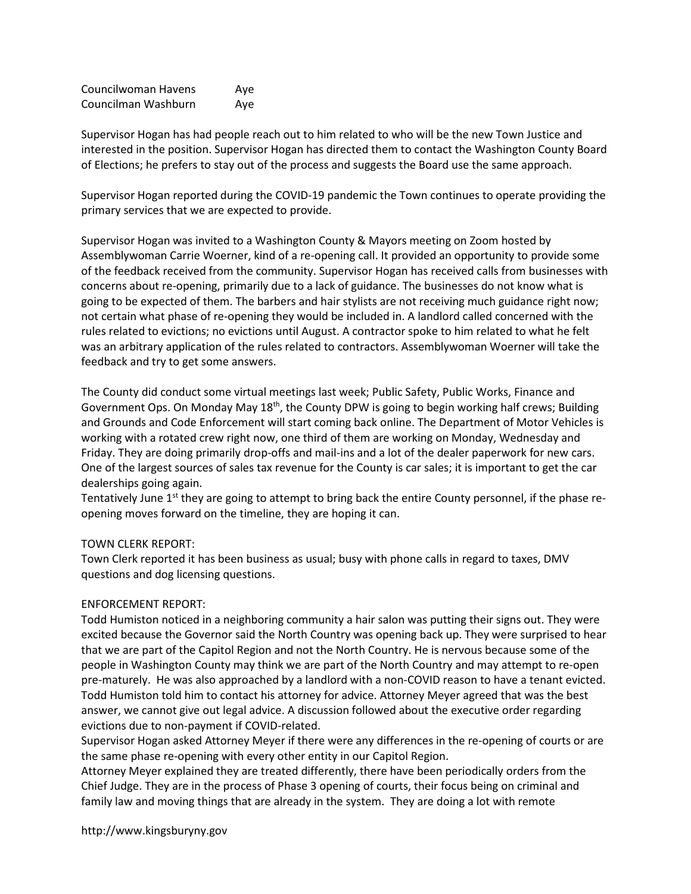| | |
|---|---|
| Councilwoman Havens | Aye |
| Councilman Washburn | Aye |

Supervisor Hogan has had people reach out to him related to who will be the new Town Justice and interested in the position. Supervisor Hogan has directed them to contact the Washington County Board of Elections; he prefers to stay out of the process and suggests the Board use the same approach.

Supervisor Hogan reported during the COVID-19 pandemic the Town continues to operate providing the primary services that we are expected to provide.

Supervisor Hogan was invited to a Washington County & Mayors meeting on Zoom hosted by Assemblywoman Carrie Woerner, kind of a re-opening call. It provided an opportunity to provide some of the feedback received from the community. Supervisor Hogan has received calls from businesses with concerns about re-opening, primarily due to a lack of guidance. The businesses do not know what is going to be expected of them. The barbers and hair stylists are not receiving much guidance right now; not certain what phase of re-opening they would be included in. A landlord called concerned with the rules related to evictions; no evictions until August. A contractor spoke to him related to what he felt was an arbitrary application of the rules related to contractors. Assemblywoman Woerner will take the feedback and try to get some answers.

The County did conduct some virtual meetings last week; Public Safety, Public Works, Finance and Government Ops. On Monday May 18th, the County DPW is going to begin working half crews; Building and Grounds and Code Enforcement will start coming back online. The Department of Motor Vehicles is working with a rotated crew right now, one third of them are working on Monday, Wednesday and Friday. They are doing primarily drop-offs and mail-ins and a lot of the dealer paperwork for new cars. One of the largest sources of sales tax revenue for the County is car sales; it is important to get the car dealerships going again.
Tentatively June 1st they are going to attempt to bring back the entire County personnel, if the phase re-opening moves forward on the timeline, they are hoping it can.

TOWN CLERK REPORT:
Town Clerk reported it has been business as usual; busy with phone calls in regard to taxes, DMV questions and dog licensing questions.

ENFORCEMENT REPORT:
Todd Humiston noticed in a neighboring community a hair salon was putting their signs out. They were excited because the Governor said the North Country was opening back up. They were surprised to hear that we are part of the Capitol Region and not the North Country. He is nervous because some of the people in Washington County may think we are part of the North Country and may attempt to re-open pre-maturely. He was also approached by a landlord with a non-COVID reason to have a tenant evicted. Todd Humiston told him to contact his attorney for advice. Attorney Meyer agreed that was the best answer, we cannot give out legal advice. A discussion followed about the executive order regarding evictions due to non-payment if COVID-related.
Supervisor Hogan asked Attorney Meyer if there were any differences in the re-opening of courts or are the same phase re-opening with every other entity in our Capitol Region.
Attorney Meyer explained they are treated differently, there have been periodically orders from the Chief Judge. They are in the process of Phase 3 opening of courts, their focus being on criminal and family law and moving things that are already in the system. They are doing a lot with remote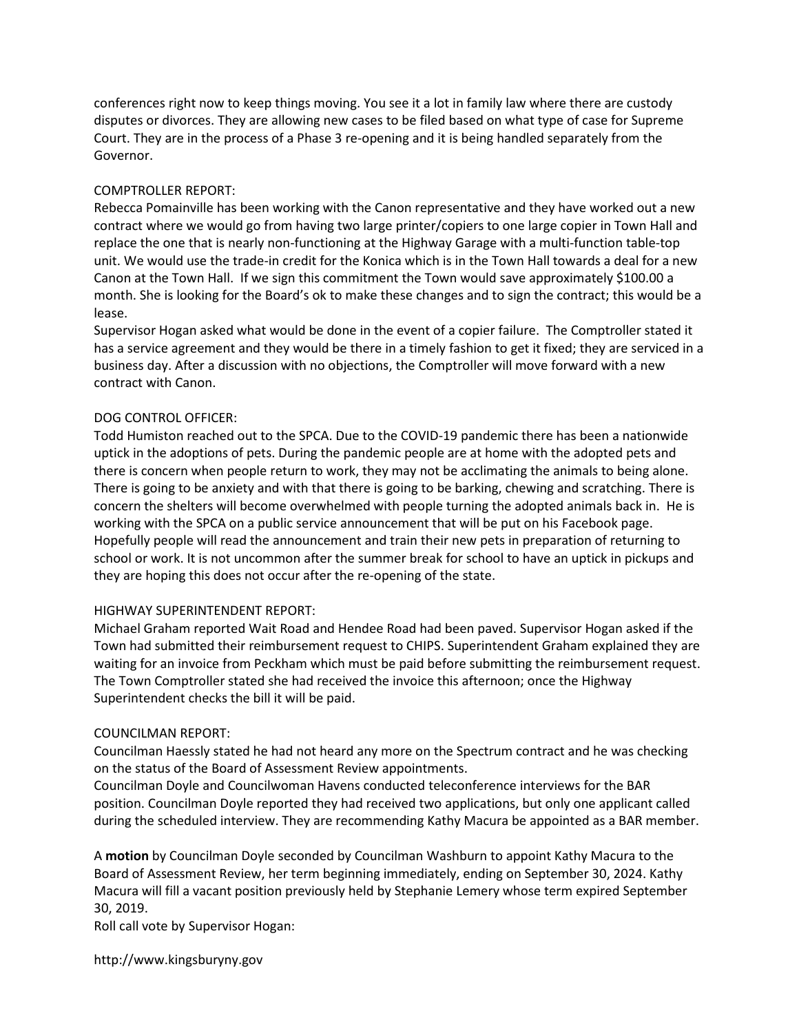conferences right now to keep things moving. You see it a lot in family law where there are custody disputes or divorces. They are allowing new cases to be filed based on what type of case for Supreme Court. They are in the process of a Phase 3 re-opening and it is being handled separately from the Governor.

COMPTROLLER REPORT:
Rebecca Pomainville has been working with the Canon representative and they have worked out a new contract where we would go from having two large printer/copiers to one large copier in Town Hall and replace the one that is nearly non-functioning at the Highway Garage with a multi-function table-top unit. We would use the trade-in credit for the Konica which is in the Town Hall towards a deal for a new Canon at the Town Hall. If we sign this commitment the Town would save approximately $100.00 a month. She is looking for the Board's ok to make these changes and to sign the contract; this would be a lease.
Supervisor Hogan asked what would be done in the event of a copier failure. The Comptroller stated it has a service agreement and they would be there in a timely fashion to get it fixed; they are serviced in a business day. After a discussion with no objections, the Comptroller will move forward with a new contract with Canon.

DOG CONTROL OFFICER:
Todd Humiston reached out to the SPCA. Due to the COVID-19 pandemic there has been a nationwide uptick in the adoptions of pets. During the pandemic people are at home with the adopted pets and there is concern when people return to work, they may not be acclimating the animals to being alone. There is going to be anxiety and with that there is going to be barking, chewing and scratching. There is concern the shelters will become overwhelmed with people turning the adopted animals back in. He is working with the SPCA on a public service announcement that will be put on his Facebook page. Hopefully people will read the announcement and train their new pets in preparation of returning to school or work. It is not uncommon after the summer break for school to have an uptick in pickups and they are hoping this does not occur after the re-opening of the state.

HIGHWAY SUPERINTENDENT REPORT:
Michael Graham reported Wait Road and Hendee Road had been paved. Supervisor Hogan asked if the Town had submitted their reimbursement request to CHIPS. Superintendent Graham explained they are waiting for an invoice from Peckham which must be paid before submitting the reimbursement request. The Town Comptroller stated she had received the invoice this afternoon; once the Highway Superintendent checks the bill it will be paid.

COUNCILMAN REPORT:
Councilman Haessly stated he had not heard any more on the Spectrum contract and he was checking on the status of the Board of Assessment Review appointments.
Councilman Doyle and Councilwoman Havens conducted teleconference interviews for the BAR position. Councilman Doyle reported they had received two applications, but only one applicant called during the scheduled interview. They are recommending Kathy Macura be appointed as a BAR member.

A **motion** by Councilman Doyle seconded by Councilman Washburn to appoint Kathy Macura to the Board of Assessment Review, her term beginning immediately, ending on September 30, 2024. Kathy Macura will fill a vacant position previously held by Stephanie Lemery whose term expired September 30, 2019.
Roll call vote by Supervisor Hogan:

http://www.kingsburyny.gov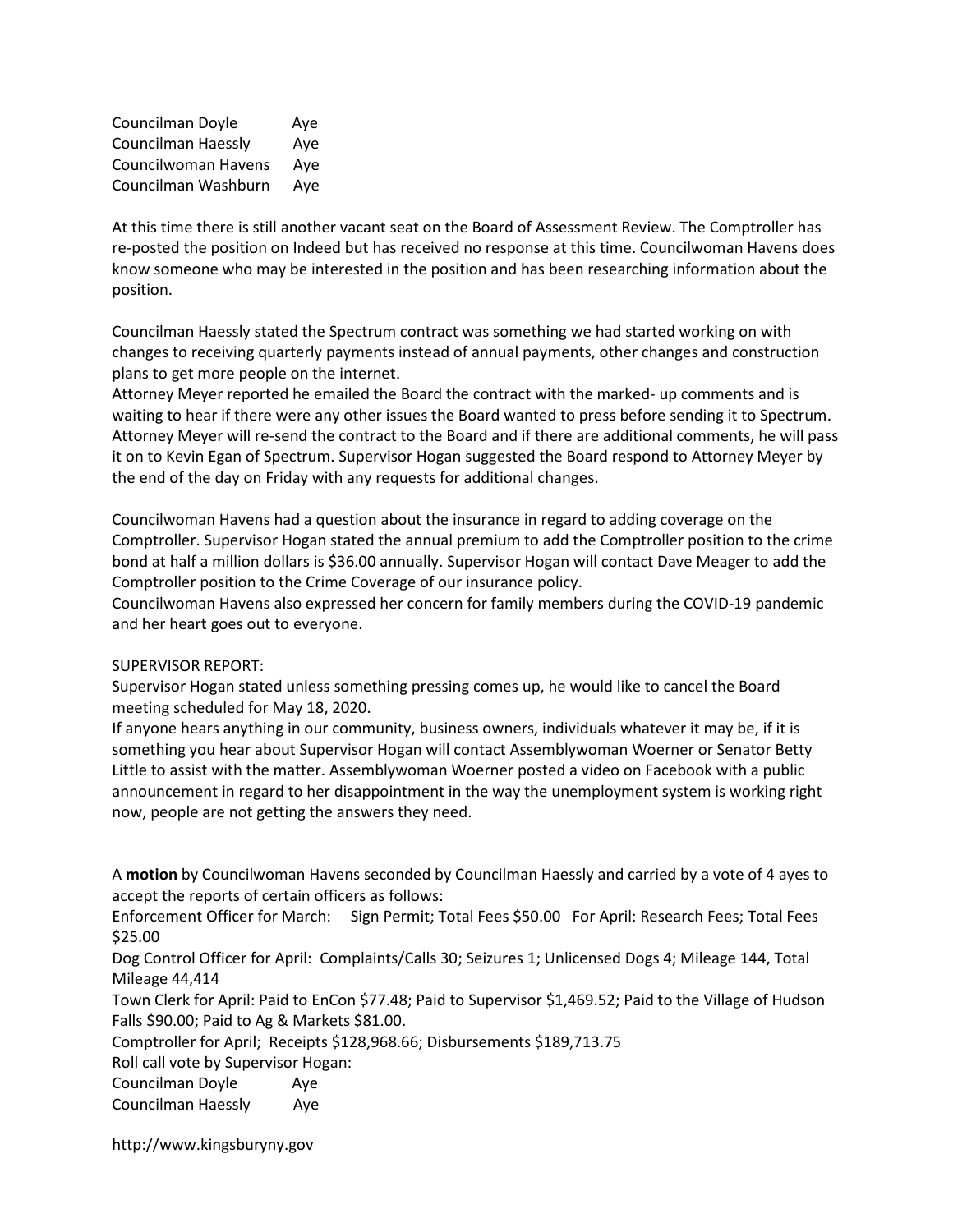Councilman Doyle Aye
Councilman Haessly Aye
Councilwoman Havens Aye
Councilman Washburn Aye

At this time there is still another vacant seat on the Board of Assessment Review. The Comptroller has re-posted the position on Indeed but has received no response at this time. Councilwoman Havens does know someone who may be interested in the position and has been researching information about the position.

Councilman Haessly stated the Spectrum contract was something we had started working on with changes to receiving quarterly payments instead of annual payments, other changes and construction plans to get more people on the internet.
Attorney Meyer reported he emailed the Board the contract with the marked- up comments and is waiting to hear if there were any other issues the Board wanted to press before sending it to Spectrum. Attorney Meyer will re-send the contract to the Board and if there are additional comments, he will pass it on to Kevin Egan of Spectrum. Supervisor Hogan suggested the Board respond to Attorney Meyer by the end of the day on Friday with any requests for additional changes.

Councilwoman Havens had a question about the insurance in regard to adding coverage on the Comptroller. Supervisor Hogan stated the annual premium to add the Comptroller position to the crime bond at half a million dollars is $36.00 annually. Supervisor Hogan will contact Dave Meager to add the Comptroller position to the Crime Coverage of our insurance policy.
Councilwoman Havens also expressed her concern for family members during the COVID-19 pandemic and her heart goes out to everyone.

SUPERVISOR REPORT:
Supervisor Hogan stated unless something pressing comes up, he would like to cancel the Board meeting scheduled for May 18, 2020.
If anyone hears anything in our community, business owners, individuals whatever it may be, if it is something you hear about Supervisor Hogan will contact Assemblywoman Woerner or Senator Betty Little to assist with the matter. Assemblywoman Woerner posted a video on Facebook with a public announcement in regard to her disappointment in the way the unemployment system is working right now, people are not getting the answers they need.

A **motion** by Councilwoman Havens seconded by Councilman Haessly and carried by a vote of 4 ayes to accept the reports of certain officers as follows:
Enforcement Officer for March: Sign Permit; Total Fees $50.00 For April: Research Fees; Total Fees $25.00
Dog Control Officer for April: Complaints/Calls 30; Seizures 1; Unlicensed Dogs 4; Mileage 144, Total Mileage 44,414
Town Clerk for April: Paid to EnCon $77.48; Paid to Supervisor $1,469.52; Paid to the Village of Hudson Falls $90.00; Paid to Ag & Markets $81.00.
Comptroller for April; Receipts $128,968.66; Disbursements $189,713.75
Roll call vote by Supervisor Hogan:
Councilman Doyle Aye
Councilman Haessly Aye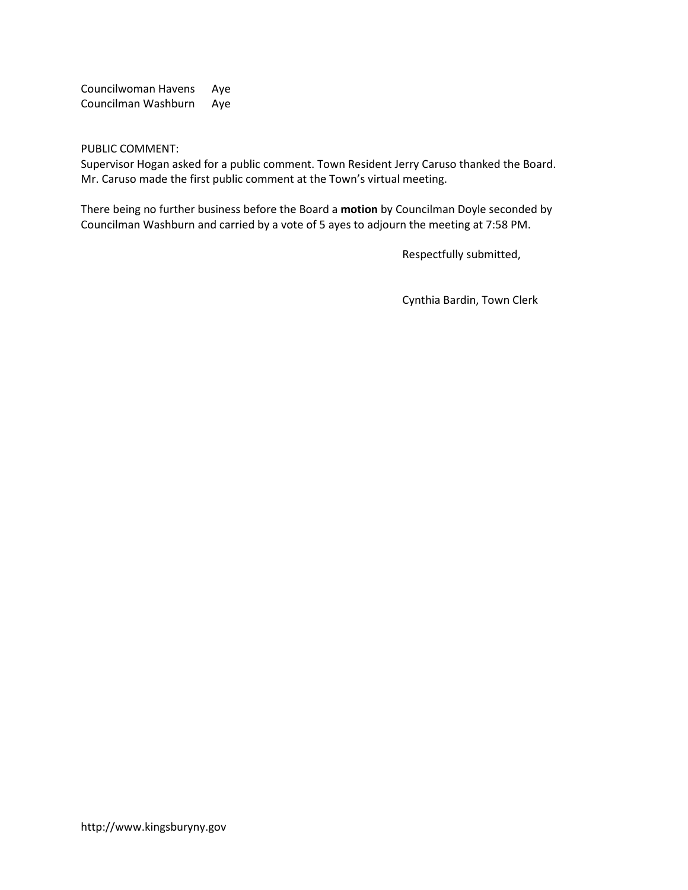Councilwoman Havens Aye
Councilman Washburn Aye

PUBLIC COMMENT:
Supervisor Hogan asked for a public comment. Town Resident Jerry Caruso thanked the Board. Mr. Caruso made the first public comment at the Town's virtual meeting.

There being no further business before the Board a **motion** by Councilman Doyle seconded by Councilman Washburn and carried by a vote of 5 ayes to adjourn the meeting at 7:58 PM.

Respectfully submitted,

Cynthia Bardin, Town Clerk

http://www.kingsburyny.gov